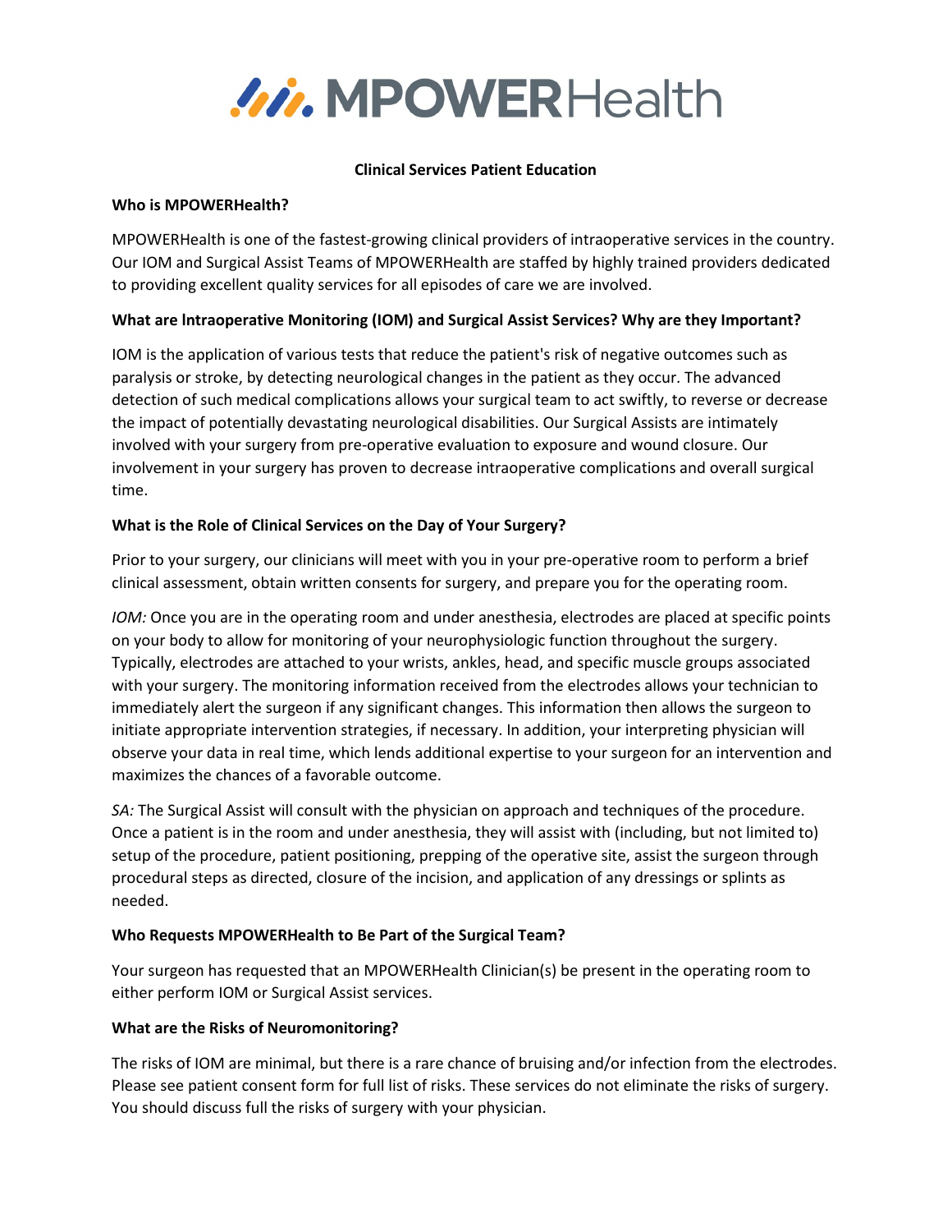# MPOWERHealth

**Clinical Services Patient Education**

**Who is MPOWERHealth?**

MPOWERHealth is one of the fastest-growing clinical providers of intraoperative services in the country. Our IOM and Surgical Assist Teams of MPOWERHealth are staffed by highly trained providers dedicated to providing excellent quality services for all episodes of care we are involved.

**What are Intraoperative Monitoring (IOM) and Surgical Assist Services? Why are they Important?**

IOM is the application of various tests that reduce the patient's risk of negative outcomes such as paralysis or stroke, by detecting neurological changes in the patient as they occur. The advanced detection of such medical complications allows your surgical team to act swiftly, to reverse or decrease the impact of potentially devastating neurological disabilities. Our Surgical Assists are intimately involved with your surgery from pre-operative evaluation to exposure and wound closure. Our involvement in your surgery has proven to decrease intraoperative complications and overall surgical time.

**What is the Role of Clinical Services on the Day of Your Surgery?**

Prior to your surgery, our clinicians will meet with you in your pre-operative room to perform a brief clinical assessment, obtain written consents for surgery, and prepare you for the operating room.

*IOM:* Once you are in the operating room and under anesthesia, electrodes are placed at specific points on your body to allow for monitoring of your neurophysiologic function throughout the surgery. Typically, electrodes are attached to your wrists, ankles, head, and specific muscle groups associated with your surgery. The monitoring information received from the electrodes allows your technician to immediately alert the surgeon if any significant changes. This information then allows the surgeon to initiate appropriate intervention strategies, if necessary. In addition, your interpreting physician will observe your data in real time, which lends additional expertise to your surgeon for an intervention and maximizes the chances of a favorable outcome.

*SA:* The Surgical Assist will consult with the physician on approach and techniques of the procedure. Once a patient is in the room and under anesthesia, they will assist with (including, but not limited to) setup of the procedure, patient positioning, prepping of the operative site, assist the surgeon through procedural steps as directed, closure of the incision, and application of any dressings or splints as needed.

**Who Requests MPOWERHealth to Be Part of the Surgical Team?**

Your surgeon has requested that an MPOWERHealth Clinician(s) be present in the operating room to either perform IOM or Surgical Assist services.

**What are the Risks of Neuromonitoring?**

The risks of IOM are minimal, but there is a rare chance of bruising and/or infection from the electrodes. Please see patient consent form for full list of risks. These services do not eliminate the risks of surgery. You should discuss full the risks of surgery with your physician.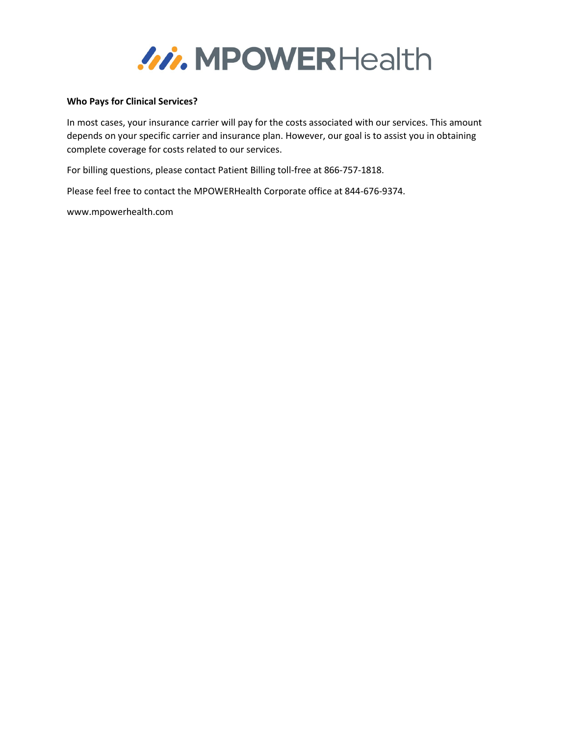**Who Pays for Clinical Services?**

In most cases, your insurance carrier will pay for the costs associated with our services. This amount depends on your specific carrier and insurance plan. However, our goal is to assist you in obtaining complete coverage for costs related to our services.

For billing questions, please contact Patient Billing toll-free at 866-757-1818.

Please feel free to contact the MPOWERHealth Corporate office at 844-676-9374.

www.mpowerhealth.com